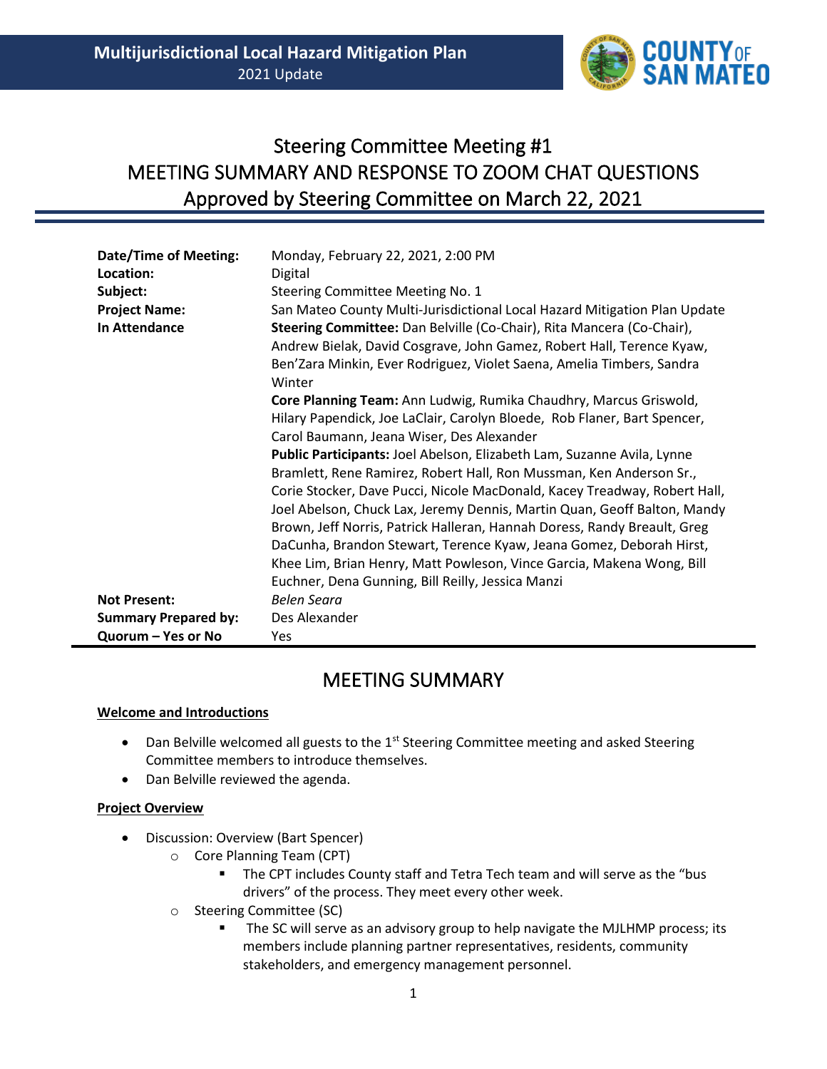# Steering Committee Meeting #1
# MEETING SUMMARY AND RESPONSE TO ZOOM CHAT QUESTIONS
# Approved by Steering Committee on March 22, 2021

| | |
|---|---|
| **Date/Time of Meeting:** | Monday, February 22, 2021, 2:00 PM |
| **Location:** | Digital |
| **Subject:** | Steering Committee Meeting No. 1 |
| **Project Name:** | San Mateo County Multi-Jurisdictional Local Hazard Mitigation Plan Update |
| **In Attendance** | **Steering Committee:** Dan Belville (Co-Chair), Rita Mancera (Co-Chair), Andrew Bielak, David Cosgrave, John Gamez, Robert Hall, Terence Kyaw, Ben'Zara Minkin, Ever Rodriguez, Violet Saena, Amelia Timbers, Sandra Winter<br>**Core Planning Team:** Ann Ludwig, Rumika Chaudhry, Marcus Griswold, Hilary Papendick, Joe LaClair, Carolyn Bloede, Rob Flaner, Bart Spencer, Carol Baumann, Jeana Wiser, Des Alexander<br>**Public Participants:** Joel Abelson, Elizabeth Lam, Suzanne Avila, Lynne Bramlett, Rene Ramirez, Robert Hall, Ron Mussman, Ken Anderson Sr., Corie Stocker, Dave Pucci, Nicole MacDonald, Kacey Treadway, Robert Hall, Joel Abelson, Chuck Lax, Jeremy Dennis, Martin Quan, Geoff Balton, Mandy Brown, Jeff Norris, Patrick Halleran, Hannah Doress, Randy Breault, Greg DaCunha, Brandon Stewart, Terence Kyaw, Jeana Gomez, Deborah Hirst, Khee Lim, Brian Henry, Matt Powleson, Vince Garcia, Makena Wong, Bill Euchner, Dena Gunning, Bill Reilly, Jessica Manzi |
| **Not Present:** | *Belen Seara* |
| **Summary Prepared by:** | Des Alexander |
| **Quorum – Yes or No** | Yes |

## MEETING SUMMARY

**Welcome and Introductions**

- Dan Belville welcomed all guests to the 1st Steering Committee meeting and asked Steering Committee members to introduce themselves.
- Dan Belville reviewed the agenda.

**Project Overview**

- Discussion: Overview (Bart Spencer)
  - Core Planning Team (CPT)
    - The CPT includes County staff and Tetra Tech team and will serve as the "bus drivers" of the process. They meet every other week.
  - Steering Committee (SC)
    - The SC will serve as an advisory group to help navigate the MJLHMP process; its members include planning partner representatives, residents, community stakeholders, and emergency management personnel.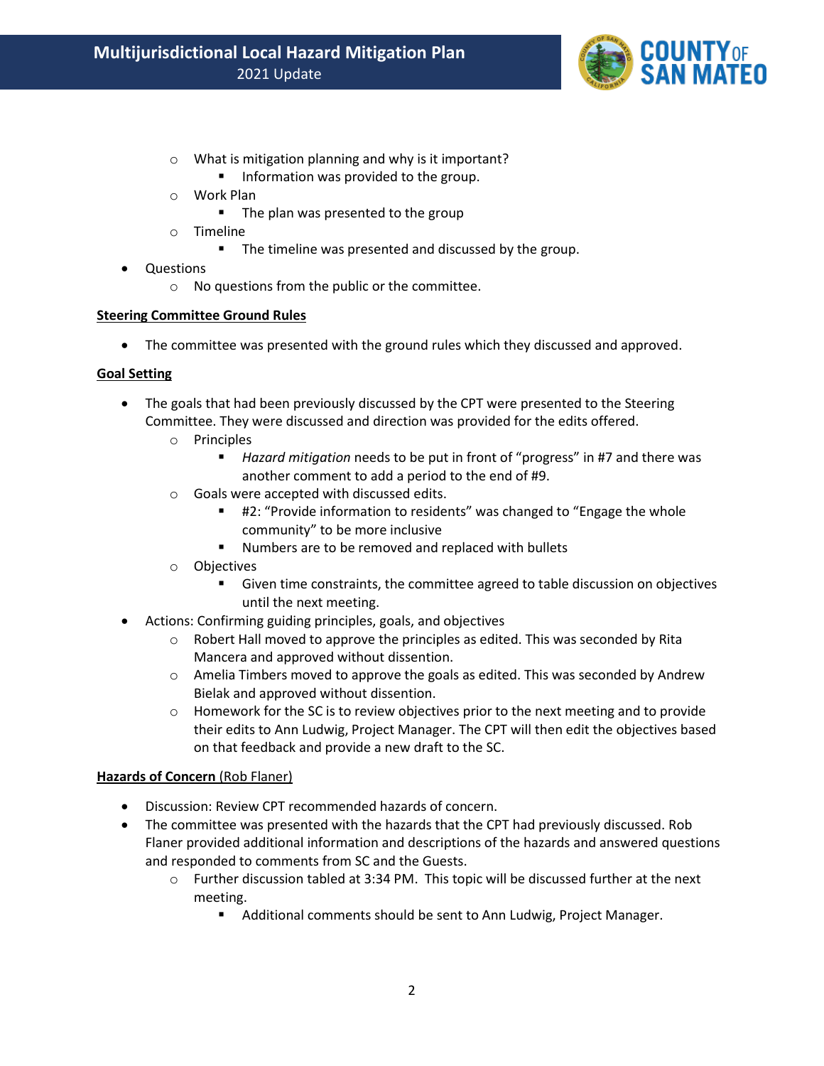- What is mitigation planning and why is it important?
        - Information was provided to the group.
    - Work Plan
        - The plan was presented to the group
    - Timeline
        - The timeline was presented and discussed by the group.
- Questions
    - No questions from the public or the committee.

**Steering Committee Ground Rules**

- The committee was presented with the ground rules which they discussed and approved.

**Goal Setting**

- The goals that had been previously discussed by the CPT were presented to the Steering Committee. They were discussed and direction was provided for the edits offered.
    - Principles
        - *Hazard mitigation* needs to be put in front of "progress" in #7 and there was another comment to add a period to the end of #9.
    - Goals were accepted with discussed edits.
        - #2: "Provide information to residents" was changed to "Engage the whole community" to be more inclusive
        - Numbers are to be removed and replaced with bullets
    - Objectives
        - Given time constraints, the committee agreed to table discussion on objectives until the next meeting.
- Actions: Confirming guiding principles, goals, and objectives
    - Robert Hall moved to approve the principles as edited. This was seconded by Rita Mancera and approved without dissention.
    - Amelia Timbers moved to approve the goals as edited. This was seconded by Andrew Bielak and approved without dissention.
    - Homework for the SC is to review objectives prior to the next meeting and to provide their edits to Ann Ludwig, Project Manager. The CPT will then edit the objectives based on that feedback and provide a new draft to the SC.

**Hazards of Concern** (Rob Flaner)

- Discussion: Review CPT recommended hazards of concern.
- The committee was presented with the hazards that the CPT had previously discussed. Rob Flaner provided additional information and descriptions of the hazards and answered questions and responded to comments from SC and the Guests.
    - Further discussion tabled at 3:34 PM. This topic will be discussed further at the next meeting.
        - Additional comments should be sent to Ann Ludwig, Project Manager.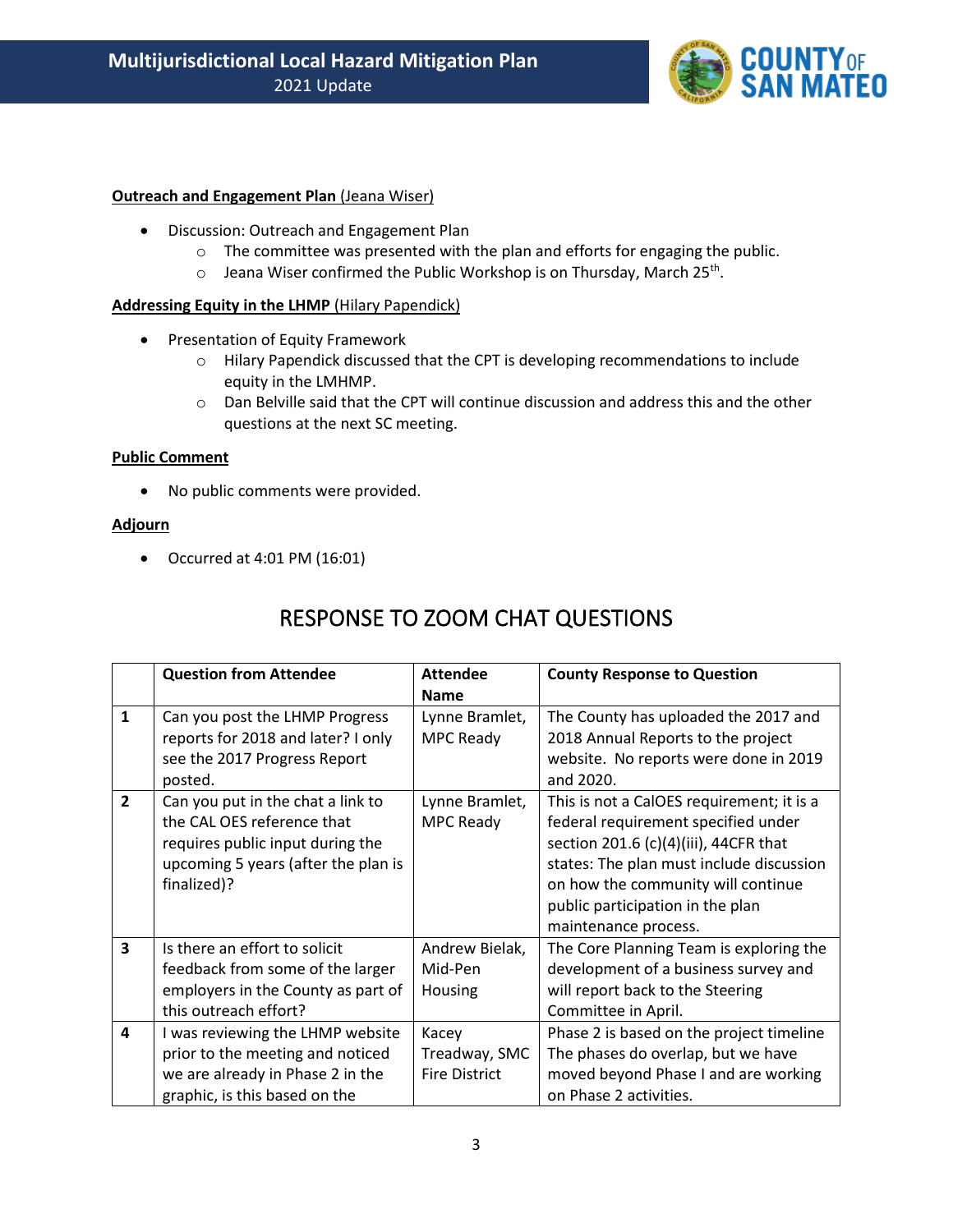**<u>Outreach and Engagement Plan</u>** <u>(Jeana Wiser)</u>

- Discussion: Outreach and Engagement Plan
  - The committee was presented with the plan and efforts for engaging the public.
  - Jeana Wiser confirmed the Public Workshop is on Thursday, March 25th.

**<u>Addressing Equity in the LHMP</u>** <u>(Hilary Papendick)</u>

- Presentation of Equity Framework
  - Hilary Papendick discussed that the CPT is developing recommendations to include equity in the LMHMP.
  - Dan Belville said that the CPT will continue discussion and address this and the other questions at the next SC meeting.

**<u>Public Comment</u>**

- No public comments were provided.

**<u>Adjourn</u>**

- Occurred at 4:01 PM (16:01)

# RESPONSE TO ZOOM CHAT QUESTIONS

| | Question from Attendee | Attendee Name | County Response to Question |
|---|---|---|---|
| **1** | Can you post the LHMP Progress reports for 2018 and later? I only see the 2017 Progress Report posted. | Lynne Bramlet, MPC Ready | The County has uploaded the 2017 and 2018 Annual Reports to the project website. No reports were done in 2019 and 2020. |
| **2** | Can you put in the chat a link to the CAL OES reference that requires public input during the upcoming 5 years (after the plan is finalized)? | Lynne Bramlet, MPC Ready | This is not a CalOES requirement; it is a federal requirement specified under section 201.6 (c)(4)(iii), 44CFR that states: The plan must include discussion on how the community will continue public participation in the plan maintenance process. |
| **3** | Is there an effort to solicit feedback from some of the larger employers in the County as part of this outreach effort? | Andrew Bielak, Mid-Pen Housing | The Core Planning Team is exploring the development of a business survey and will report back to the Steering Committee in April. |
| **4** | I was reviewing the LHMP website prior to the meeting and noticed we are already in Phase 2 in the graphic, is this based on the | Kacey Treadway, SMC Fire District | Phase 2 is based on the project timeline The phases do overlap, but we have moved beyond Phase I and are working on Phase 2 activities. |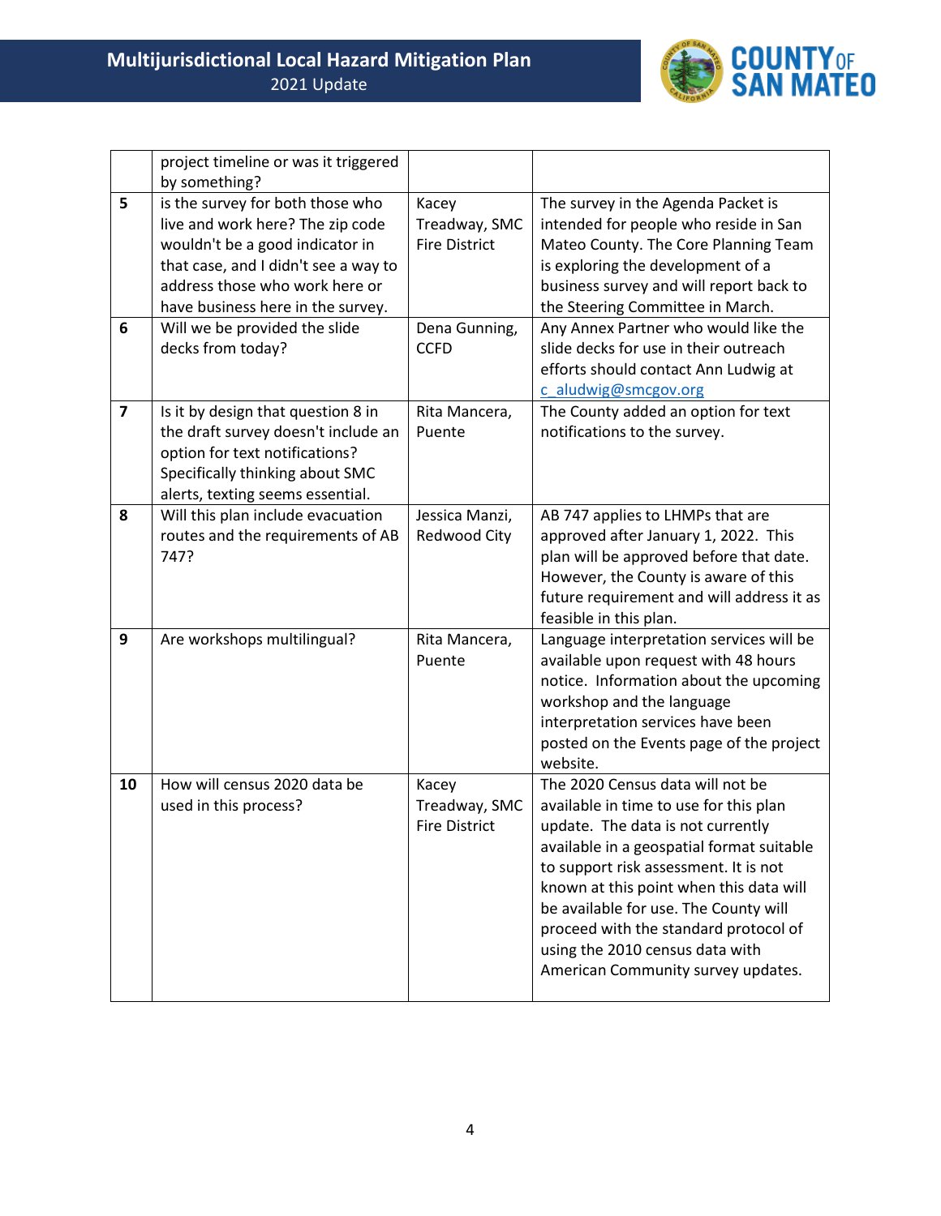| | | | |
|---|---|---|---|
| | project timeline or was it triggered by something? | | |
| **5** | is the survey for both those who live and work here? The zip code wouldn't be a good indicator in that case, and I didn't see a way to address those who work here or have business here in the survey. | Kacey Treadway, SMC Fire District | The survey in the Agenda Packet is intended for people who reside in San Mateo County. The Core Planning Team is exploring the development of a business survey and will report back to the Steering Committee in March. |
| **6** | Will we be provided the slide decks from today? | Dena Gunning, CCFD | Any Annex Partner who would like the slide decks for use in their outreach efforts should contact Ann Ludwig at c_aludwig@smcgov.org |
| **7** | Is it by design that question 8 in the draft survey doesn't include an option for text notifications? Specifically thinking about SMC alerts, texting seems essential. | Rita Mancera, Puente | The County added an option for text notifications to the survey. |
| **8** | Will this plan include evacuation routes and the requirements of AB 747? | Jessica Manzi, Redwood City | AB 747 applies to LHMPs that are approved after January 1, 2022. This plan will be approved before that date. However, the County is aware of this future requirement and will address it as feasible in this plan. |
| **9** | Are workshops multilingual? | Rita Mancera, Puente | Language interpretation services will be available upon request with 48 hours notice. Information about the upcoming workshop and the language interpretation services have been posted on the Events page of the project website. |
| **10** | How will census 2020 data be used in this process? | Kacey Treadway, SMC Fire District | The 2020 Census data will not be available in time to use for this plan update. The data is not currently available in a geospatial format suitable to support risk assessment. It is not known at this point when this data will be available for use. The County will proceed with the standard protocol of using the 2010 census data with American Community survey updates. |